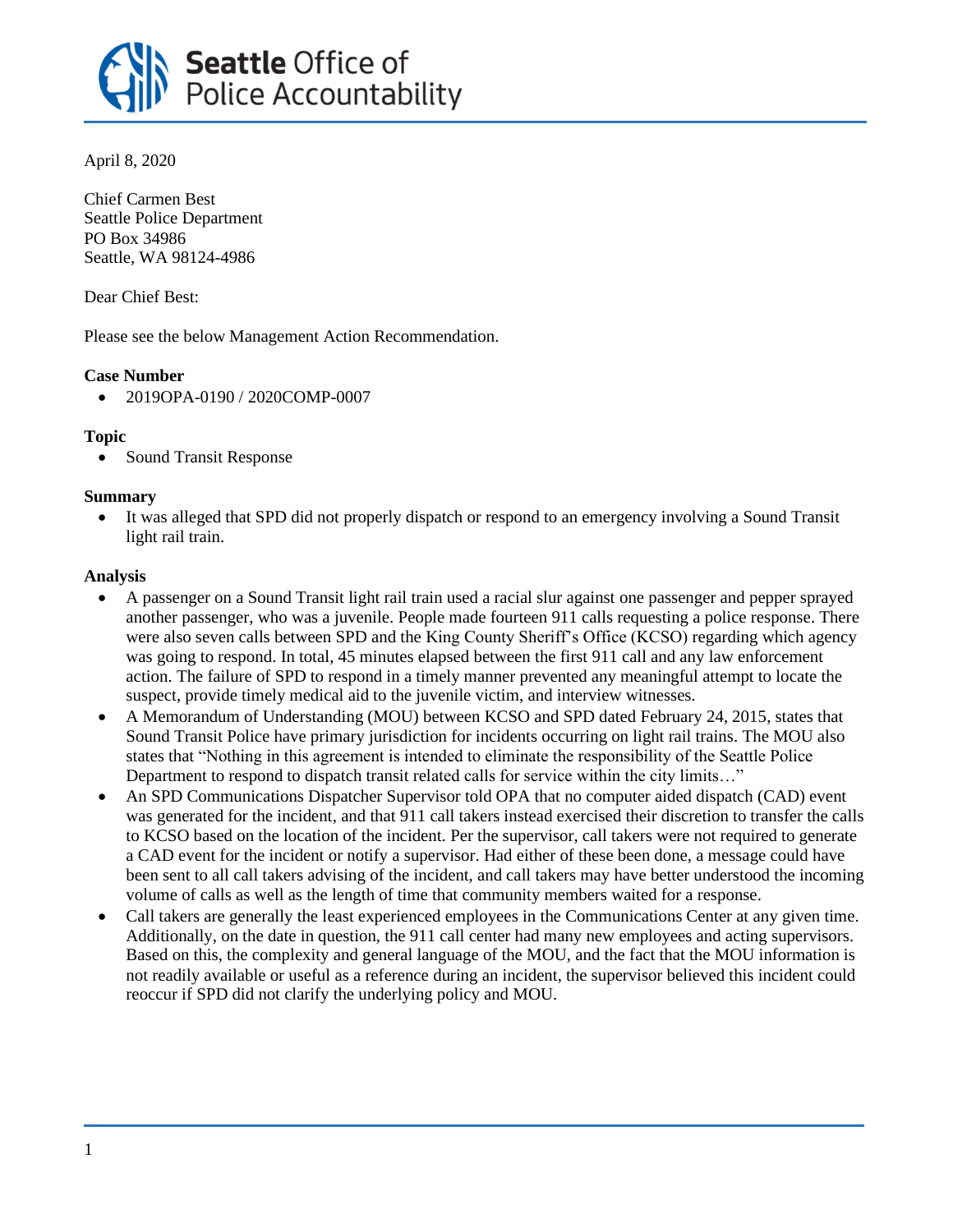# Seattle Office of Police Accountability

April 8, 2020

Chief Carmen Best
Seattle Police Department
PO Box 34986
Seattle, WA 98124-4986

Dear Chief Best:

Please see the below Management Action Recommendation.

**Case Number**

- 2019OPA-0190 / 2020COMP-0007

**Topic**

- Sound Transit Response

**Summary**

- It was alleged that SPD did not properly dispatch or respond to an emergency involving a Sound Transit light rail train.

**Analysis**

- A passenger on a Sound Transit light rail train used a racial slur against one passenger and pepper sprayed another passenger, who was a juvenile. People made fourteen 911 calls requesting a police response. There were also seven calls between SPD and the King County Sheriff's Office (KCSO) regarding which agency was going to respond. In total, 45 minutes elapsed between the first 911 call and any law enforcement action. The failure of SPD to respond in a timely manner prevented any meaningful attempt to locate the suspect, provide timely medical aid to the juvenile victim, and interview witnesses.
- A Memorandum of Understanding (MOU) between KCSO and SPD dated February 24, 2015, states that Sound Transit Police have primary jurisdiction for incidents occurring on light rail trains. The MOU also states that "Nothing in this agreement is intended to eliminate the responsibility of the Seattle Police Department to respond to dispatch transit related calls for service within the city limits…"
- An SPD Communications Dispatcher Supervisor told OPA that no computer aided dispatch (CAD) event was generated for the incident, and that 911 call takers instead exercised their discretion to transfer the calls to KCSO based on the location of the incident. Per the supervisor, call takers were not required to generate a CAD event for the incident or notify a supervisor. Had either of these been done, a message could have been sent to all call takers advising of the incident, and call takers may have better understood the incoming volume of calls as well as the length of time that community members waited for a response.
- Call takers are generally the least experienced employees in the Communications Center at any given time. Additionally, on the date in question, the 911 call center had many new employees and acting supervisors. Based on this, the complexity and general language of the MOU, and the fact that the MOU information is not readily available or useful as a reference during an incident, the supervisor believed this incident could reoccur if SPD did not clarify the underlying policy and MOU.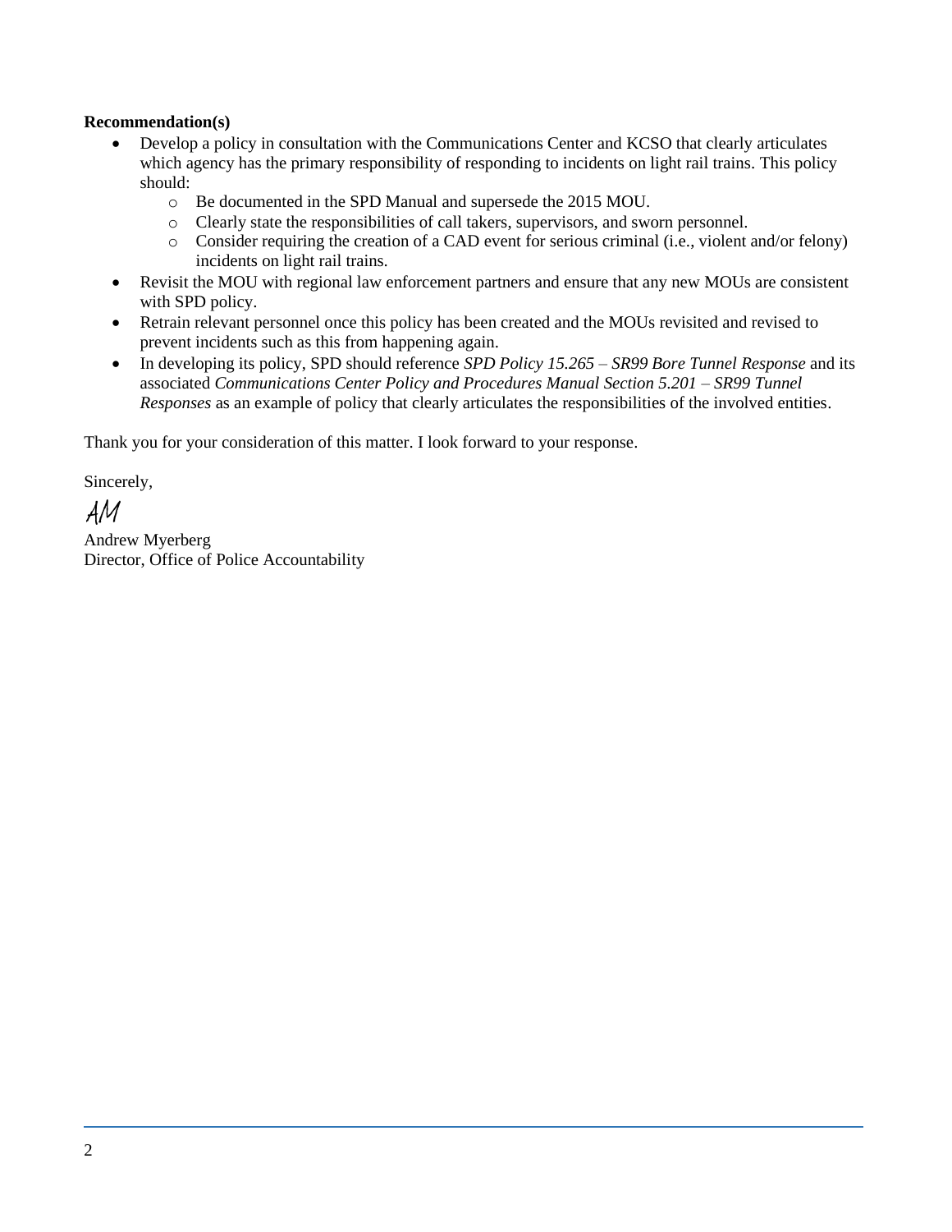**Recommendation(s)**

- Develop a policy in consultation with the Communications Center and KCSO that clearly articulates which agency has the primary responsibility of responding to incidents on light rail trains. This policy should:
  - Be documented in the SPD Manual and supersede the 2015 MOU.
  - Clearly state the responsibilities of call takers, supervisors, and sworn personnel.
  - Consider requiring the creation of a CAD event for serious criminal (i.e., violent and/or felony) incidents on light rail trains.
- Revisit the MOU with regional law enforcement partners and ensure that any new MOUs are consistent with SPD policy.
- Retrain relevant personnel once this policy has been created and the MOUs revisited and revised to prevent incidents such as this from happening again.
- In developing its policy, SPD should reference *SPD Policy 15.265 – SR99 Bore Tunnel Response* and its associated *Communications Center Policy and Procedures Manual Section 5.201 – SR99 Tunnel Responses* as an example of policy that clearly articulates the responsibilities of the involved entities.

Thank you for your consideration of this matter. I look forward to your response.

Sincerely,

AM

Andrew Myerberg
Director, Office of Police Accountability